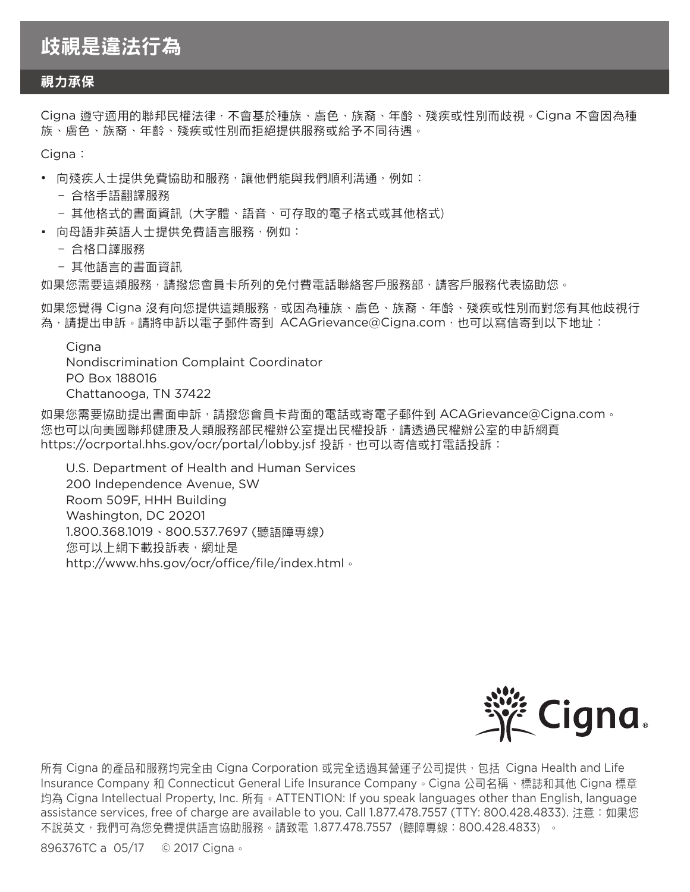# 歧視是違法行為

## 視力承保

Cigna 遵守適用的聯邦民權法律，不會基於種族、膚色、族裔、年齡、殘疾或性別而歧視。Cigna 不會因為種族、膚色、族裔、年齡、殘疾或性別而拒絕提供服務或給予不同待遇。

Cigna：

- 向殘疾人士提供免費協助和服務，讓他們能與我們順利溝通，例如：
  - 合格手語翻譯服務
  - 其他格式的書面資訊（大字體、語音、可存取的電子格式或其他格式）
- 向母語非英語人士提供免費語言服務，例如：
  - 合格口譯服務
  - 其他語言的書面資訊

如果您需要這類服務，請撥您會員卡所列的免付費電話聯絡客戶服務部，請客戶服務代表協助您。

如果您覺得 Cigna 沒有向您提供這類服務，或因為種族、膚色、族裔、年齡、殘疾或性別而對您有其他歧視行為，請提出申訴。請將申訴以電子郵件寄到 ACAGrievance@Cigna.com，也可以寫信寄到以下地址：

Cigna
Nondiscrimination Complaint Coordinator
PO Box 188016
Chattanooga, TN 37422

如果您需要協助提出書面申訴，請撥您會員卡背面的電話或寄電子郵件到 ACAGrievance@Cigna.com。
您也可以向美國聯邦健康及人類服務部民權辦公室提出民權投訴，請透過民權辦公室的申訴網頁 https://ocrportal.hhs.gov/ocr/portal/lobby.jsf 投訴，也可以寄信或打電話投訴：

U.S. Department of Health and Human Services
200 Independence Avenue, SW
Room 509F, HHH Building
Washington, DC 20201
1.800.368.1019、800.537.7697（聽語障專線）
您可以上網下載投訴表，網址是
http://www.hhs.gov/ocr/office/file/index.html。

所有 Cigna 的產品和服務均完全由 Cigna Corporation 或完全透過其營運子公司提供，包括 Cigna Health and Life Insurance Company 和 Connecticut General Life Insurance Company。Cigna 公司名稱、標誌和其他 Cigna 標章均為 Cigna Intellectual Property, Inc. 所有。ATTENTION: If you speak languages other than English, language assistance services, free of charge are available to you. Call 1.877.478.7557 (TTY: 800.428.4833). 注意：如果您不說英文，我們可為您免費提供語言協助服務。請致電 1.877.478.7557（聽障專線：800.428.4833）。

896376TC a 05/17 © 2017 Cigna。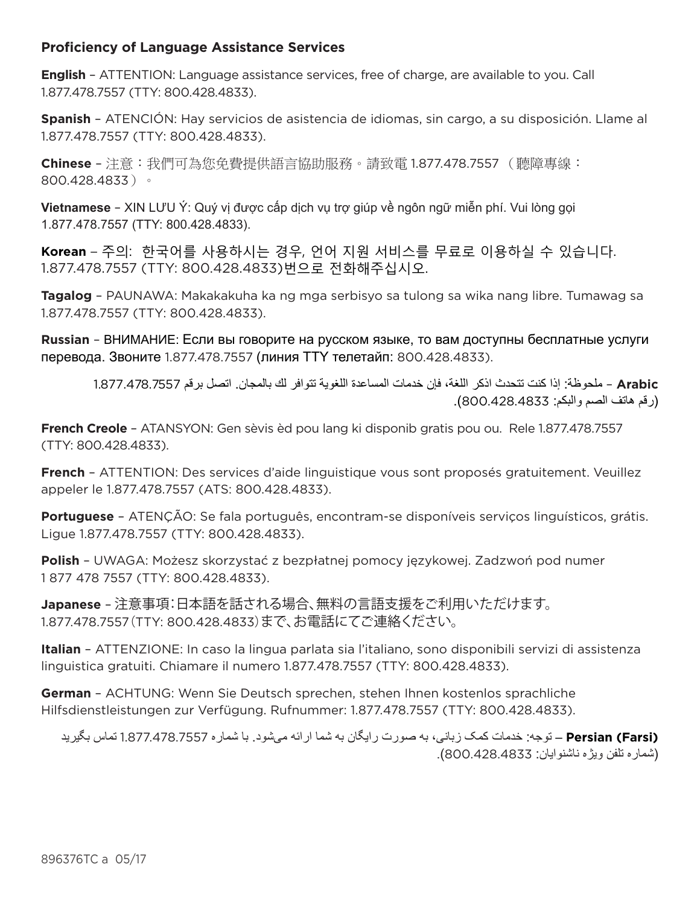**Proficiency of Language Assistance Services**

**English** – ATTENTION: Language assistance services, free of charge, are available to you. Call 1.877.478.7557 (TTY: 800.428.4833).

**Spanish** – ATENCIÓN: Hay servicios de asistencia de idiomas, sin cargo, a su disposición. Llame al 1.877.478.7557 (TTY: 800.428.4833).

**Chinese** – 注意：我們可為您免費提供語言協助服務。請致電 1.877.478.7557 （聽障專線：800.428.4833）。

**Vietnamese** – XIN LƯU Ý: Quý vị được cấp dịch vụ trợ giúp về ngôn ngữ miễn phí. Vui lòng gọi 1.877.478.7557 (TTY: 800.428.4833).

**Korean** – 주의: 한국어를 사용하시는 경우, 언어 지원 서비스를 무료로 이용하실 수 있습니다. 1.877.478.7557 (TTY: 800.428.4833)번으로 전화해주십시오.

**Tagalog** – PAUNAWA: Makakakuha ka ng mga serbisyo sa tulong sa wika nang libre. Tumawag sa 1.877.478.7557 (TTY: 800.428.4833).

**Russian** – ВНИМАНИЕ: Если вы говорите на русском языке, то вам доступны бесплатные услуги перевода. Звоните 1.877.478.7557 (линия TTY телетайп: 800.428.4833).

**Arabic** – ملحوظة: إذا كنت تتحدث اذكر اللغة، فإن خدمات المساعدة اللغوية تتوافر لك بالمجان. اتصل برقم 1.877.478.7557 (رقم هاتف الصم والبكم: 800.428.4833).

**French Creole** – ATANSYON: Gen sèvis èd pou lang ki disponib gratis pou ou. Rele 1.877.478.7557 (TTY: 800.428.4833).

**French** – ATTENTION: Des services d'aide linguistique vous sont proposés gratuitement. Veuillez appeler le 1.877.478.7557 (ATS: 800.428.4833).

**Portuguese** – ATENÇÃO: Se fala português, encontram-se disponíveis serviços linguísticos, grátis. Ligue 1.877.478.7557 (TTY: 800.428.4833).

**Polish** – UWAGA: Możesz skorzystać z bezpłatnej pomocy językowej. Zadzwoń pod numer 1 877 478 7557 (TTY: 800.428.4833).

**Japanese** – 注意事項：日本語を話される場合、無料の言語支援をご利用いただけます。1.877.478.7557（TTY: 800.428.4833）まで、お電話にてご連絡ください。

**Italian** – ATTENZIONE: In caso la lingua parlata sia l'italiano, sono disponibili servizi di assistenza linguistica gratuiti. Chiamare il numero 1.877.478.7557 (TTY: 800.428.4833).

**German** – ACHTUNG: Wenn Sie Deutsch sprechen, stehen Ihnen kostenlos sprachliche Hilfsdienstleistungen zur Verfügung. Rufnummer: 1.877.478.7557 (TTY: 800.428.4833).

**Persian (Farsi)** – توجه: خدمات کمک زبانی، به صورت رایگان به شما ارائه میشود. با شماره 1.877.478.7557 تماس بگیرید (شماره تلفن ویژه ناشنوایان: 800.428.4833).

896376TC a 05/17